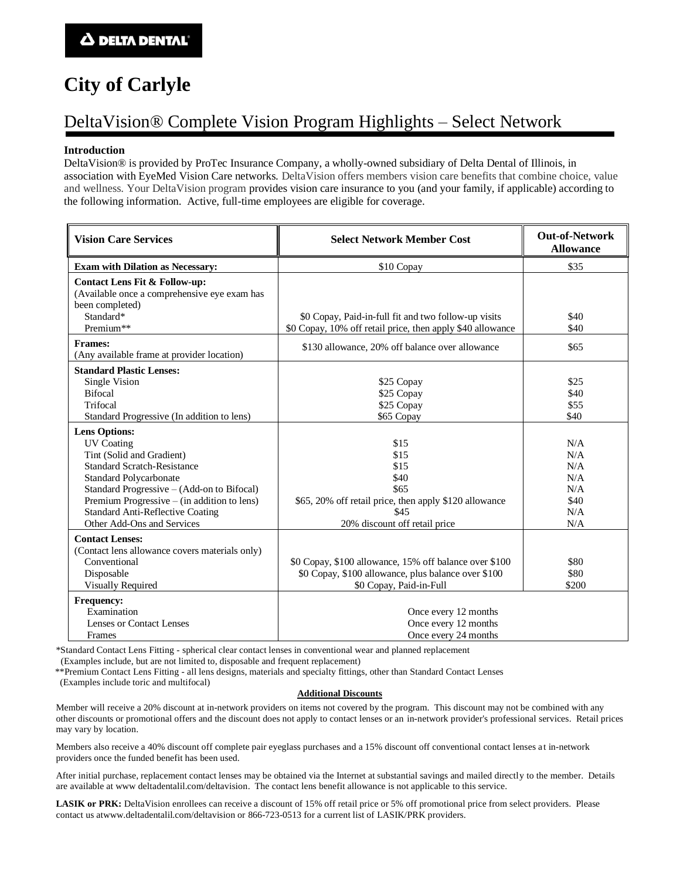DELTA DENTAL

# City of Carlyle

## DeltaVision® Complete Vision Program Highlights – Select Network

**Introduction**

DeltaVision® is provided by ProTec Insurance Company, a wholly-owned subsidiary of Delta Dental of Illinois, in association with EyeMed Vision Care networks. DeltaVision offers members vision care benefits that combine choice, value and wellness. Your DeltaVision program provides vision care insurance to you (and your family, if applicable) according to the following information. Active, full-time employees are eligible for coverage.

| Vision Care Services | Select Network Member Cost | Out-of-Network Allowance |
|---|---|---|
| **Exam with Dilation as Necessary:** | $10 Copay | $35 |
| **Contact Lens Fit & Follow-up:** (Available once a comprehensive eye exam has been completed) | | |
| Standard* | $0 Copay, Paid-in-full fit and two follow-up visits | $40 |
| Premium** | $0 Copay, 10% off retail price, then apply $40 allowance | $40 |
| **Frames:** (Any available frame at provider location) | $130 allowance, 20% off balance over allowance | $65 |
| **Standard Plastic Lenses:** | | |
| Single Vision | $25 Copay | $25 |
| Bifocal | $25 Copay | $40 |
| Trifocal | $25 Copay | $55 |
| Standard Progressive (In addition to lens) | $65 Copay | $40 |
| **Lens Options:** | | |
| UV Coating | $15 | N/A |
| Tint (Solid and Gradient) | $15 | N/A |
| Standard Scratch-Resistance | $15 | N/A |
| Standard Polycarbonate | $40 | N/A |
| Standard Progressive – (Add-on to Bifocal) | $65 | N/A |
| Premium Progressive – (in addition to lens) | $65, 20% off retail price, then apply $120 allowance | $40 |
| Standard Anti-Reflective Coating | $45 | N/A |
| Other Add-Ons and Services | 20% discount off retail price | N/A |
| **Contact Lenses:** (Contact lens allowance covers materials only) | | |
| Conventional | $0 Copay, $100 allowance, 15% off balance over $100 | $80 |
| Disposable | $0 Copay, $100 allowance, plus balance over $100 | $80 |
| Visually Required | $0 Copay, Paid-in-Full | $200 |
| **Frequency:** | | |
| Examination | Once every 12 months | |
| Lenses or Contact Lenses | Once every 12 months | |
| Frames | Once every 24 months | |

*Standard Contact Lens Fitting - spherical clear contact lenses in conventional wear and planned replacement (Examples include, but are not limited to, disposable and frequent replacement)

**Premium Contact Lens Fitting - all lens designs, materials and specialty fittings, other than Standard Contact Lenses (Examples include toric and multifocal)

**Additional Discounts**

Member will receive a 20% discount at in-network providers on items not covered by the program. This discount may not be combined with any other discounts or promotional offers and the discount does not apply to contact lenses or an in-network provider's professional services. Retail prices may vary by location.

Members also receive a 40% discount off complete pair eyeglass purchases and a 15% discount off conventional contact lenses at in-network providers once the funded benefit has been used.

After initial purchase, replacement contact lenses may be obtained via the Internet at substantial savings and mailed directly to the member. Details are available at www deltadentalil.com/deltavision. The contact lens benefit allowance is not applicable to this service.

**LASIK or PRK:** DeltaVision enrollees can receive a discount of 15% off retail price or 5% off promotional price from select providers. Please contact us atwww.deltadentalil.com/deltavision or 866-723-0513 for a current list of LASIK/PRK providers.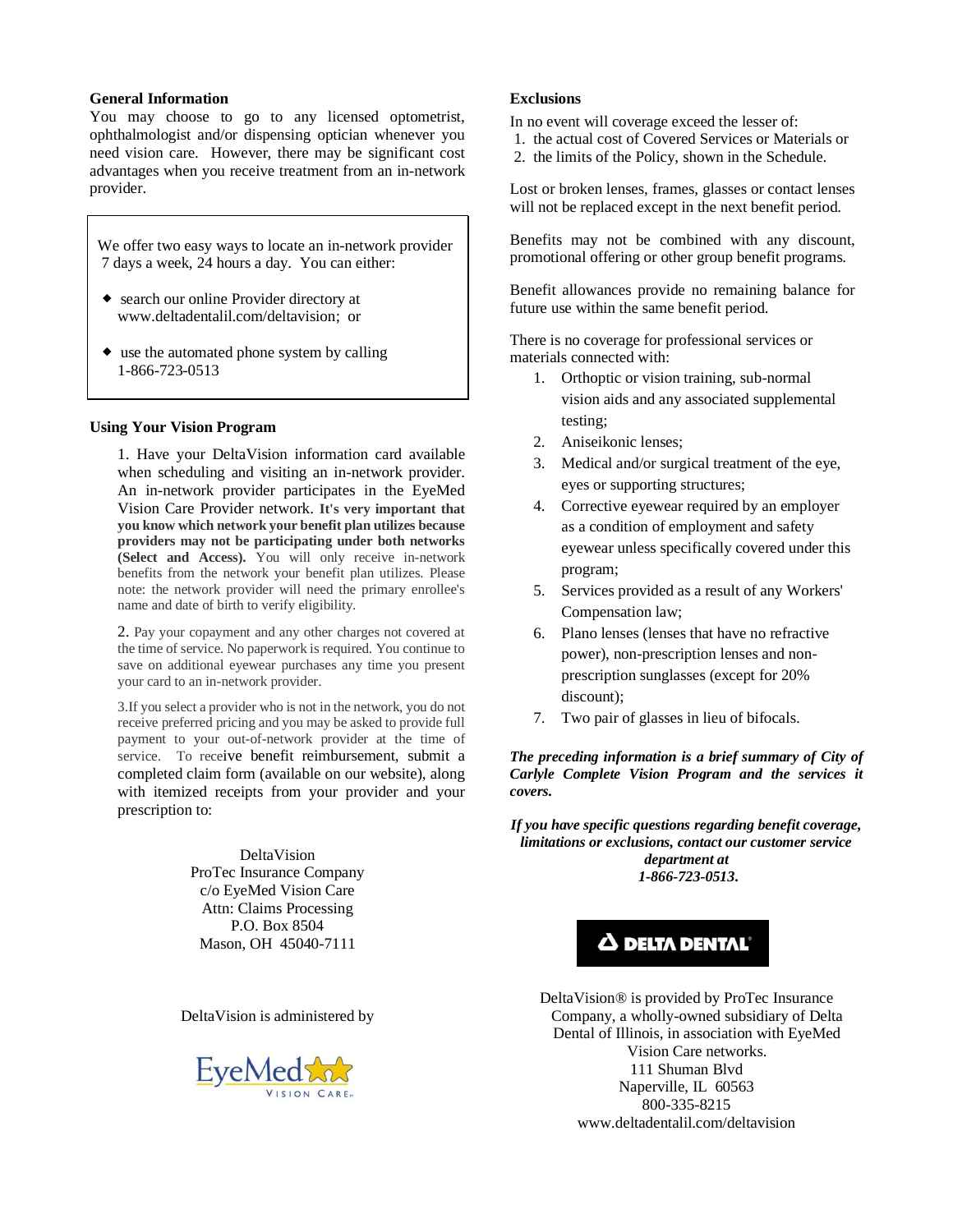**General Information**

You may choose to go to any licensed optometrist, ophthalmologist and/or dispensing optician whenever you need vision care. However, there may be significant cost advantages when you receive treatment from an in-network provider.

We offer two easy ways to locate an in-network provider 7 days a week, 24 hours a day. You can either:

- search our online Provider directory at www.deltadentalil.com/deltavision; or
- use the automated phone system by calling 1-866-723-0513

**Using Your Vision Program**

1. Have your DeltaVision information card available when scheduling and visiting an in-network provider. An in-network provider participates in the EyeMed Vision Care Provider network. **It's very important that you know which network your benefit plan utilizes because providers may not be participating under both networks (Select and Access).** You will only receive in-network benefits from the network your benefit plan utilizes. Please note: the network provider will need the primary enrollee's name and date of birth to verify eligibility.

2. Pay your copayment and any other charges not covered at the time of service. No paperwork is required. You continue to save on additional eyewear purchases any time you present your card to an in-network provider.

3. If you select a provider who is not in the network, you do not receive preferred pricing and you may be asked to provide full payment to your out-of-network provider at the time of service. To receive benefit reimbursement, submit a completed claim form (available on our website), along with itemized receipts from your provider and your prescription to:

DeltaVision
ProTec Insurance Company
c/o EyeMed Vision Care
Attn: Claims Processing
P.O. Box 8504
Mason, OH 45040-7111

DeltaVision is administered by

EyeMed VISION CARE

**Exclusions**

In no event will coverage exceed the lesser of:

1. the actual cost of Covered Services or Materials or
2. the limits of the Policy, shown in the Schedule.

Lost or broken lenses, frames, glasses or contact lenses will not be replaced except in the next benefit period.

Benefits may not be combined with any discount, promotional offering or other group benefit programs.

Benefit allowances provide no remaining balance for future use within the same benefit period.

There is no coverage for professional services or materials connected with:

1. Orthoptic or vision training, sub-normal vision aids and any associated supplemental testing;
2. Aniseikonic lenses;
3. Medical and/or surgical treatment of the eye, eyes or supporting structures;
4. Corrective eyewear required by an employer as a condition of employment and safety eyewear unless specifically covered under this program;
5. Services provided as a result of any Workers' Compensation law;
6. Plano lenses (lenses that have no refractive power), non-prescription lenses and non-prescription sunglasses (except for 20% discount);
7. Two pair of glasses in lieu of bifocals.

***The preceding information is a brief summary of City of Carlyle Complete Vision Program and the services it covers.***

***If you have specific questions regarding benefit coverage, limitations or exclusions, contact our customer service department at 1-866-723-0513.***

DELTA DENTAL®

DeltaVision® is provided by ProTec Insurance Company, a wholly-owned subsidiary of Delta Dental of Illinois, in association with EyeMed Vision Care networks.
111 Shuman Blvd
Naperville, IL 60563
800-335-8215
www.deltadentalil.com/deltavision